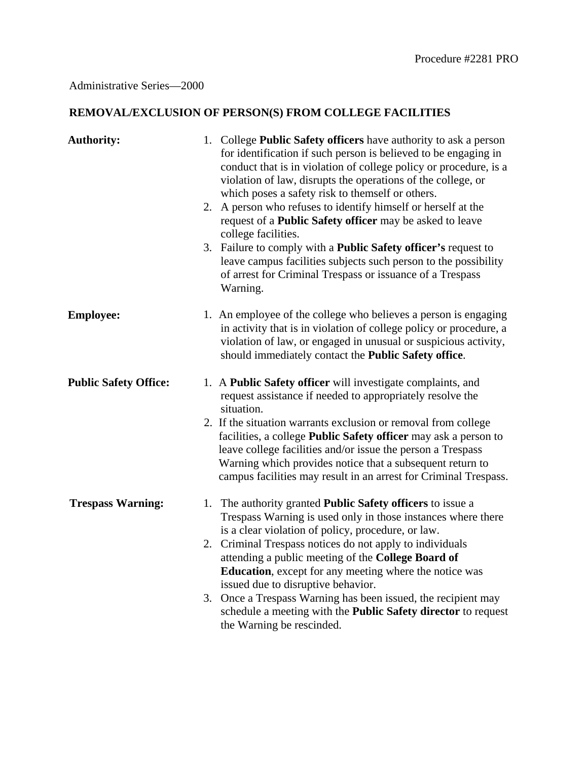Procedure #2281 PRO

Administrative Series—2000

## REMOVAL/EXCLUSION OF PERSON(S) FROM COLLEGE FACILITIES

**Authority:**

1. College **Public Safety officers** have authority to ask a person for identification if such person is believed to be engaging in conduct that is in violation of college policy or procedure, is a violation of law, disrupts the operations of the college, or which poses a safety risk to themself or others.
2. A person who refuses to identify himself or herself at the request of a **Public Safety officer** may be asked to leave college facilities.
3. Failure to comply with a **Public Safety officer's** request to leave campus facilities subjects such person to the possibility of arrest for Criminal Trespass or issuance of a Trespass Warning.

**Employee:**

1. An employee of the college who believes a person is engaging in activity that is in violation of college policy or procedure, a violation of law, or engaged in unusual or suspicious activity, should immediately contact the **Public Safety office**.

**Public Safety Office:**

1. A **Public Safety officer** will investigate complaints, and request assistance if needed to appropriately resolve the situation.
2. If the situation warrants exclusion or removal from college facilities, a college **Public Safety officer** may ask a person to leave college facilities and/or issue the person a Trespass Warning which provides notice that a subsequent return to campus facilities may result in an arrest for Criminal Trespass.

**Trespass Warning:**

1. The authority granted **Public Safety officers** to issue a Trespass Warning is used only in those instances where there is a clear violation of policy, procedure, or law.
2. Criminal Trespass notices do not apply to individuals attending a public meeting of the **College Board of Education**, except for any meeting where the notice was issued due to disruptive behavior.
3. Once a Trespass Warning has been issued, the recipient may schedule a meeting with the **Public Safety director** to request the Warning be rescinded.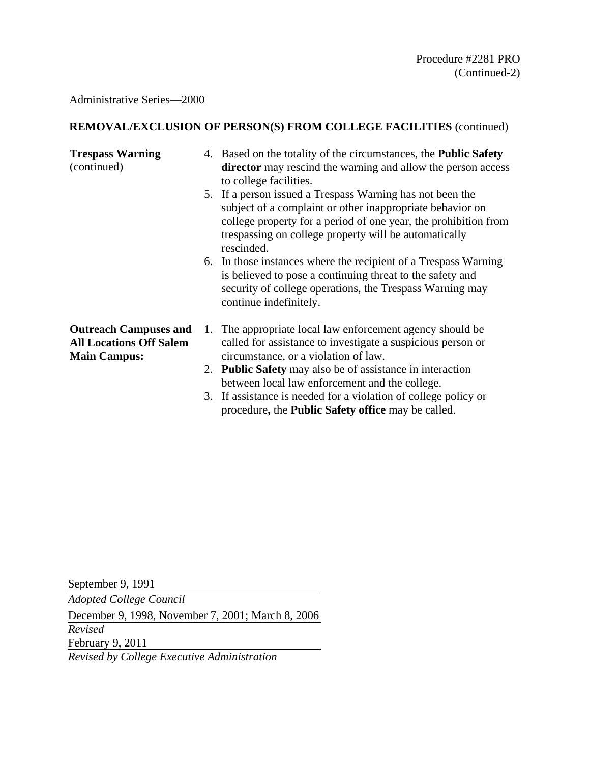Procedure #2281 PRO
(Continued-2)

Administrative Series—2000

**REMOVAL/EXCLUSION OF PERSON(S) FROM COLLEGE FACILITIES** (continued)

**Trespass Warning** (continued)

4. Based on the totality of the circumstances, the **Public Safety director** may rescind the warning and allow the person access to college facilities.
5. If a person issued a Trespass Warning has not been the subject of a complaint or other inappropriate behavior on college property for a period of one year, the prohibition from trespassing on college property will be automatically rescinded.
6. In those instances where the recipient of a Trespass Warning is believed to pose a continuing threat to the safety and security of college operations, the Trespass Warning may continue indefinitely.

**Outreach Campuses and All Locations Off Salem Main Campus:**

1. The appropriate local law enforcement agency should be called for assistance to investigate a suspicious person or circumstance, or a violation of law.
2. **Public Safety** may also be of assistance in interaction between local law enforcement and the college.
3. If assistance is needed for a violation of college policy or procedure**,** the **Public Safety office** may be called.

September 9, 1991
*Adopted College Council*
December 9, 1998, November 7, 2001; March 8, 2006
*Revised*
February 9, 2011
*Revised by College Executive Administration*